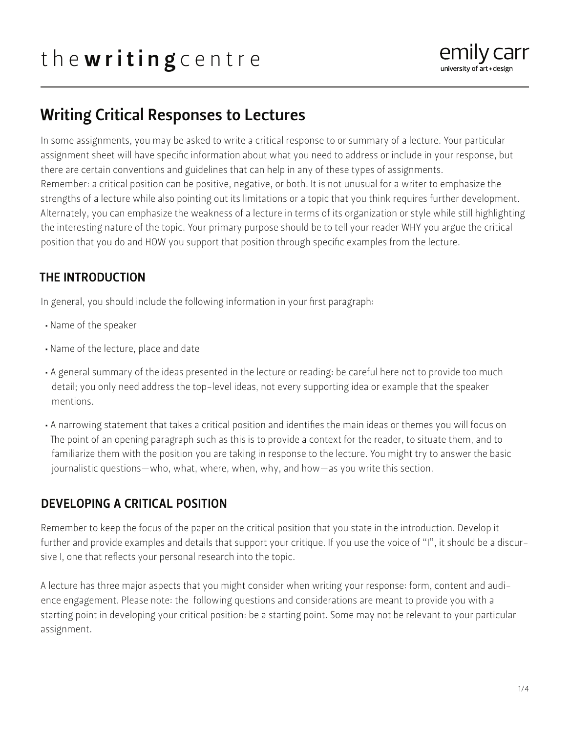# Writing Critical Responses to Lectures

In some assignments, you may be asked to write a critical response to or summary of a lecture. Your particular assignment sheet will have specific information about what you need to address or include in your response, but there are certain conventions and guidelines that can help in any of these types of assignments.
Remember: a critical position can be positive, negative, or both. It is not unusual for a writer to emphasize the strengths of a lecture while also pointing out its limitations or a topic that you think requires further development. Alternately, you can emphasize the weakness of a lecture in terms of its organization or style while still highlighting the interesting nature of the topic. Your primary purpose should be to tell your reader WHY you argue the critical position that you do and HOW you support that position through specific examples from the lecture.

## THE INTRODUCTION

In general, you should include the following information in your first paragraph:

- Name of the speaker
- Name of the lecture, place and date
- A general summary of the ideas presented in the lecture or reading: be careful here not to provide too much detail; you only need address the top-level ideas, not every supporting idea or example that the speaker mentions.
- A narrowing statement that takes a critical position and identifies the main ideas or themes you will focus on The point of an opening paragraph such as this is to provide a context for the reader, to situate them, and to familiarize them with the position you are taking in response to the lecture. You might try to answer the basic journalistic questions—who, what, where, when, why, and how—as you write this section.

## DEVELOPING A CRITICAL POSITION

Remember to keep the focus of the paper on the critical position that you state in the introduction. Develop it further and provide examples and details that support your critique. If you use the voice of "I", it should be a discursive I, one that reflects your personal research into the topic.

A lecture has three major aspects that you might consider when writing your response: form, content and audience engagement. Please note: the following questions and considerations are meant to provide you with a starting point in developing your critical position: be a starting point. Some may not be relevant to your particular assignment.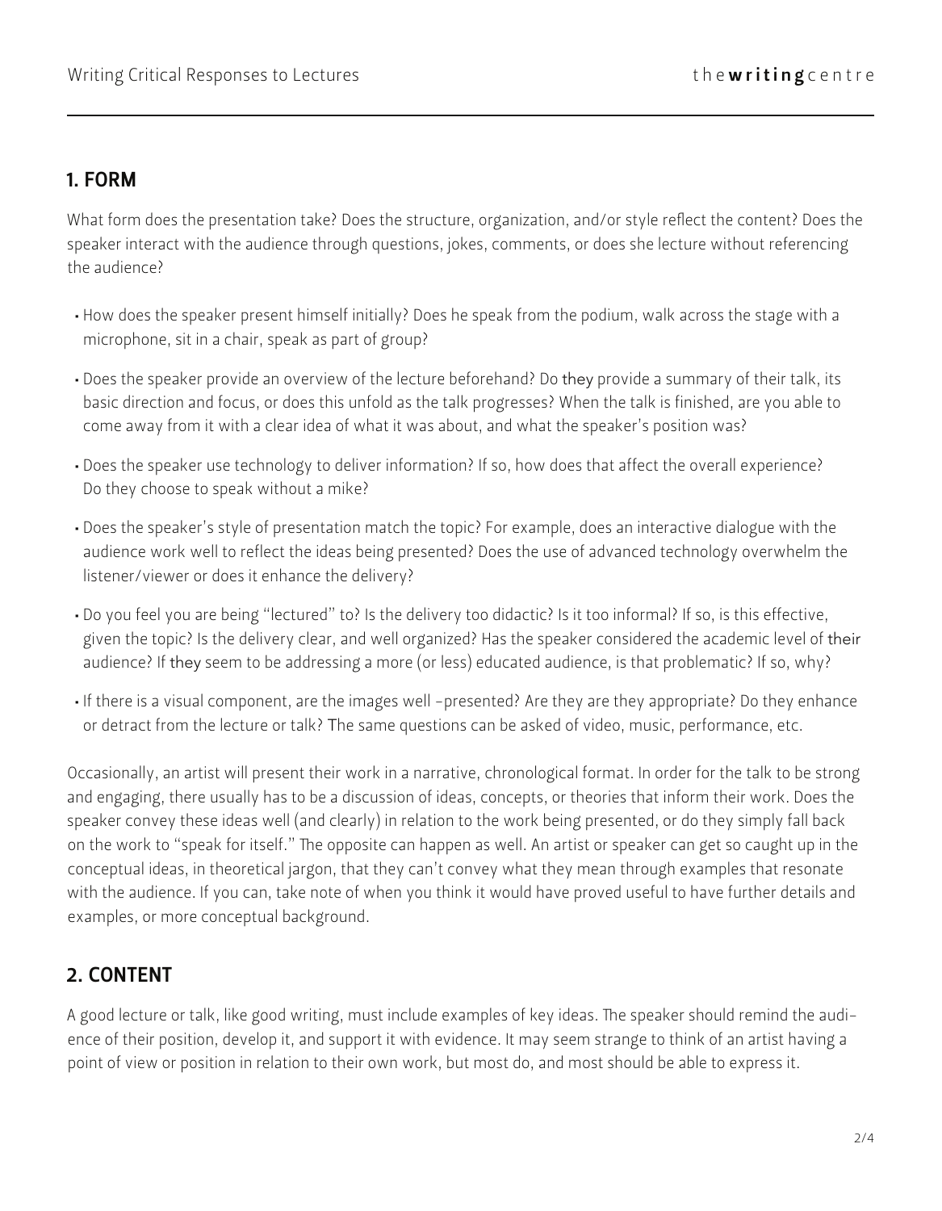## 1. FORM

What form does the presentation take? Does the structure, organization, and/or style reflect the content? Does the speaker interact with the audience through questions, jokes, comments, or does she lecture without referencing the audience?

- How does the speaker present himself initially? Does he speak from the podium, walk across the stage with a microphone, sit in a chair, speak as part of group?
- Does the speaker provide an overview of the lecture beforehand? Do they provide a summary of their talk, its basic direction and focus, or does this unfold as the talk progresses? When the talk is finished, are you able to come away from it with a clear idea of what it was about, and what the speaker's position was?
- Does the speaker use technology to deliver information? If so, how does that affect the overall experience? Do they choose to speak without a mike?
- Does the speaker's style of presentation match the topic? For example, does an interactive dialogue with the audience work well to reflect the ideas being presented? Does the use of advanced technology overwhelm the listener/viewer or does it enhance the delivery?
- Do you feel you are being "lectured" to? Is the delivery too didactic? Is it too informal? If so, is this effective, given the topic? Is the delivery clear, and well organized? Has the speaker considered the academic level of their audience? If they seem to be addressing a more (or less) educated audience, is that problematic? If so, why?
- If there is a visual component, are the images well -presented? Are they are they appropriate? Do they enhance or detract from the lecture or talk? The same questions can be asked of video, music, performance, etc.

Occasionally, an artist will present their work in a narrative, chronological format. In order for the talk to be strong and engaging, there usually has to be a discussion of ideas, concepts, or theories that inform their work. Does the speaker convey these ideas well (and clearly) in relation to the work being presented, or do they simply fall back on the work to "speak for itself." The opposite can happen as well. An artist or speaker can get so caught up in the conceptual ideas, in theoretical jargon, that they can't convey what they mean through examples that resonate with the audience. If you can, take note of when you think it would have proved useful to have further details and examples, or more conceptual background.

## 2. CONTENT

A good lecture or talk, like good writing, must include examples of key ideas. The speaker should remind the audience of their position, develop it, and support it with evidence. It may seem strange to think of an artist having a point of view or position in relation to their own work, but most do, and most should be able to express it.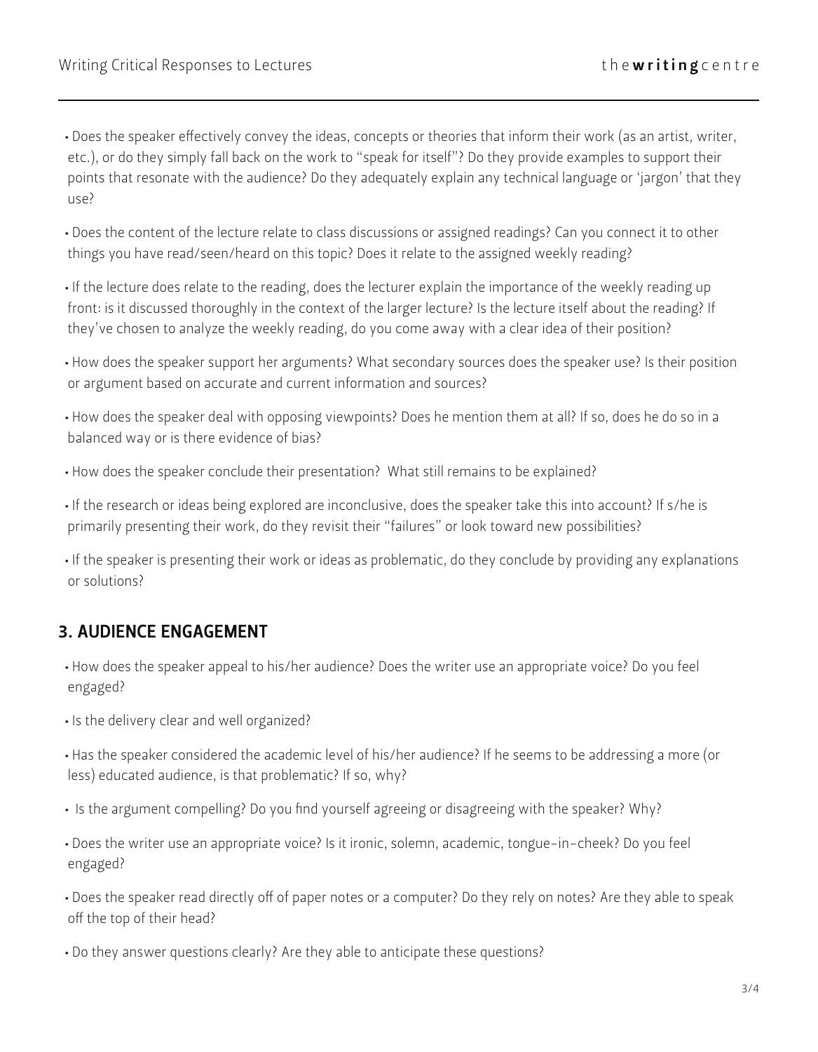- Does the speaker effectively convey the ideas, concepts or theories that inform their work (as an artist, writer, etc.), or do they simply fall back on the work to "speak for itself"? Do they provide examples to support their points that resonate with the audience? Do they adequately explain any technical language or 'jargon' that they use?
- Does the content of the lecture relate to class discussions or assigned readings? Can you connect it to other things you have read/seen/heard on this topic? Does it relate to the assigned weekly reading?
- If the lecture does relate to the reading, does the lecturer explain the importance of the weekly reading up front: is it discussed thoroughly in the context of the larger lecture? Is the lecture itself about the reading? If they've chosen to analyze the weekly reading, do you come away with a clear idea of their position?
- How does the speaker support her arguments? What secondary sources does the speaker use? Is their position or argument based on accurate and current information and sources?
- How does the speaker deal with opposing viewpoints? Does he mention them at all? If so, does he do so in a balanced way or is there evidence of bias?
- How does the speaker conclude their presentation? What still remains to be explained?
- If the research or ideas being explored are inconclusive, does the speaker take this into account? If s/he is primarily presenting their work, do they revisit their "failures" or look toward new possibilities?
- If the speaker is presenting their work or ideas as problematic, do they conclude by providing any explanations or solutions?

## 3. AUDIENCE ENGAGEMENT

- How does the speaker appeal to his/her audience? Does the writer use an appropriate voice? Do you feel engaged?
- Is the delivery clear and well organized?
- Has the speaker considered the academic level of his/her audience? If he seems to be addressing a more (or less) educated audience, is that problematic? If so, why?
- Is the argument compelling? Do you find yourself agreeing or disagreeing with the speaker? Why?
- Does the writer use an appropriate voice? Is it ironic, solemn, academic, tongue-in-cheek? Do you feel engaged?
- Does the speaker read directly off of paper notes or a computer? Do they rely on notes? Are they able to speak off the top of their head?
- Do they answer questions clearly? Are they able to anticipate these questions?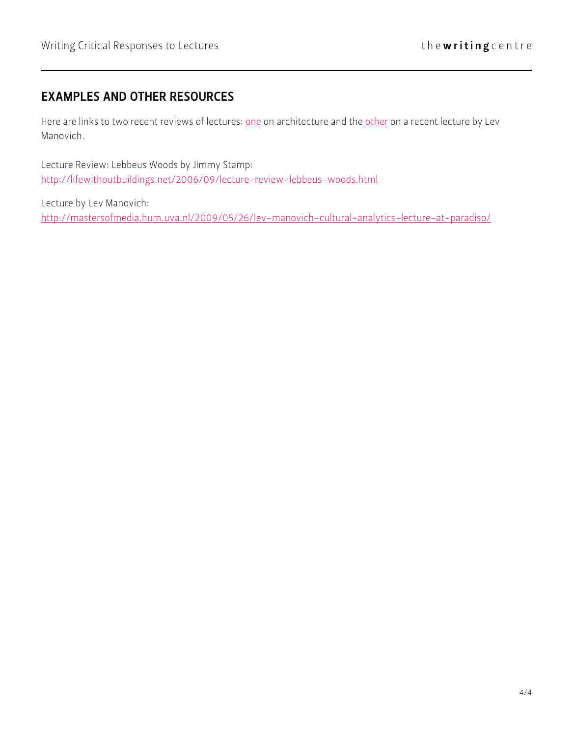## EXAMPLES AND OTHER RESOURCES

Here are links to two recent reviews of lectures: one on architecture and the other on a recent lecture by Lev Manovich.

Lecture Review: Lebbeus Woods by Jimmy Stamp:
http://lifewithoutbuildings.net/2006/09/lecture-review-lebbeus-woods.html

Lecture by Lev Manovich:
http://mastersofmedia.hum.uva.nl/2009/05/26/lev-manovich-cultural-analytics-lecture-at-paradiso/